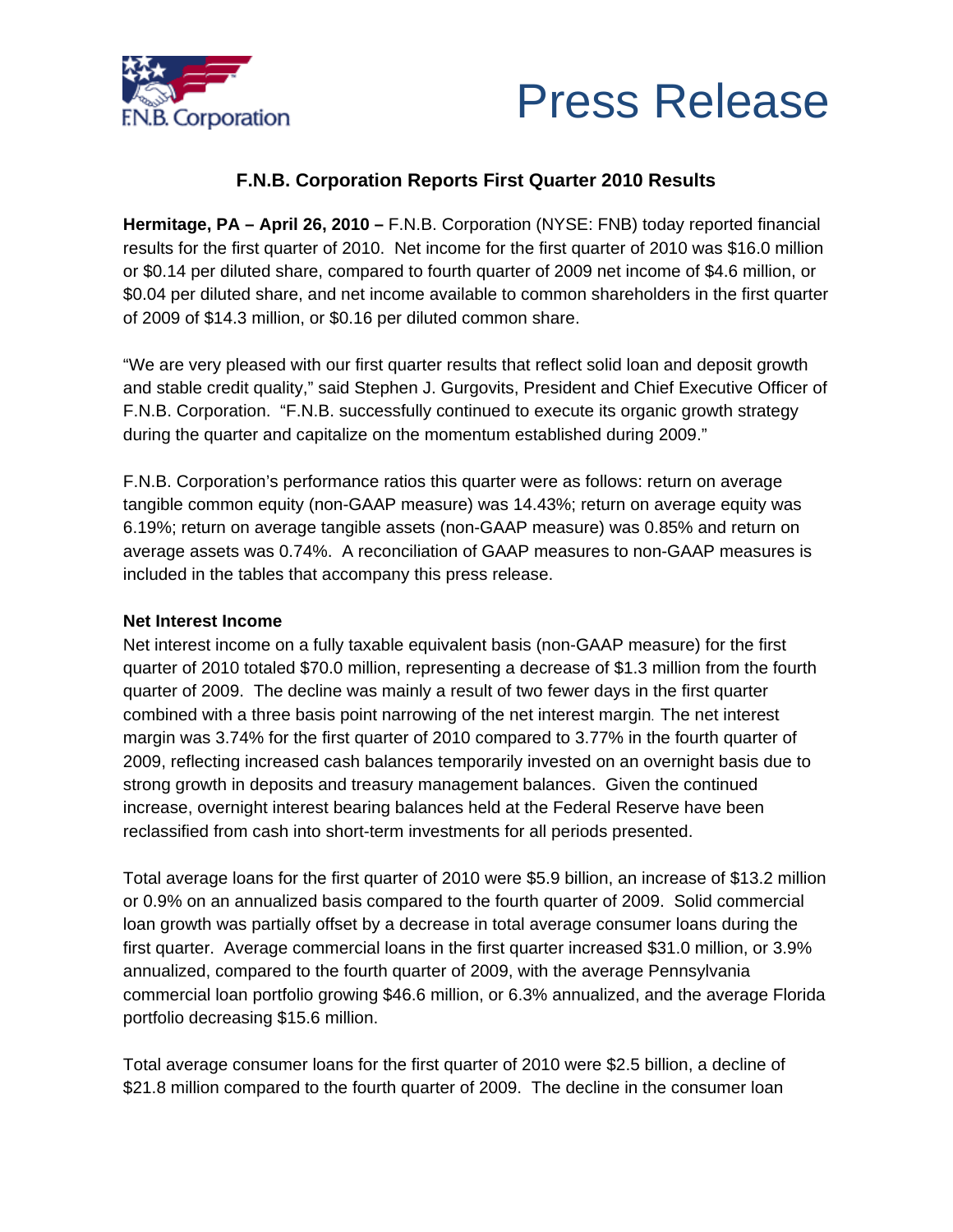# Press Release

## F.N.B. Corporation Reports First Quarter 2010 Results

**Hermitage, PA – April 26, 2010 –** F.N.B. Corporation (NYSE: FNB) today reported financial results for the first quarter of 2010. Net income for the first quarter of 2010 was $16.0 million or $0.14 per diluted share, compared to fourth quarter of 2009 net income of $4.6 million, or $0.04 per diluted share, and net income available to common shareholders in the first quarter of 2009 of $14.3 million, or $0.16 per diluted common share.

"We are very pleased with our first quarter results that reflect solid loan and deposit growth and stable credit quality," said Stephen J. Gurgovits, President and Chief Executive Officer of F.N.B. Corporation. "F.N.B. successfully continued to execute its organic growth strategy during the quarter and capitalize on the momentum established during 2009."

F.N.B. Corporation's performance ratios this quarter were as follows: return on average tangible common equity (non-GAAP measure) was 14.43%; return on average equity was 6.19%; return on average tangible assets (non-GAAP measure) was 0.85% and return on average assets was 0.74%. A reconciliation of GAAP measures to non-GAAP measures is included in the tables that accompany this press release.

**Net Interest Income**

Net interest income on a fully taxable equivalent basis (non-GAAP measure) for the first quarter of 2010 totaled $70.0 million, representing a decrease of $1.3 million from the fourth quarter of 2009. The decline was mainly a result of two fewer days in the first quarter combined with a three basis point narrowing of the net interest margin. The net interest margin was 3.74% for the first quarter of 2010 compared to 3.77% in the fourth quarter of 2009, reflecting increased cash balances temporarily invested on an overnight basis due to strong growth in deposits and treasury management balances. Given the continued increase, overnight interest bearing balances held at the Federal Reserve have been reclassified from cash into short-term investments for all periods presented.

Total average loans for the first quarter of 2010 were $5.9 billion, an increase of $13.2 million or 0.9% on an annualized basis compared to the fourth quarter of 2009. Solid commercial loan growth was partially offset by a decrease in total average consumer loans during the first quarter. Average commercial loans in the first quarter increased $31.0 million, or 3.9% annualized, compared to the fourth quarter of 2009, with the average Pennsylvania commercial loan portfolio growing $46.6 million, or 6.3% annualized, and the average Florida portfolio decreasing $15.6 million.

Total average consumer loans for the first quarter of 2010 were $2.5 billion, a decline of $21.8 million compared to the fourth quarter of 2009. The decline in the consumer loan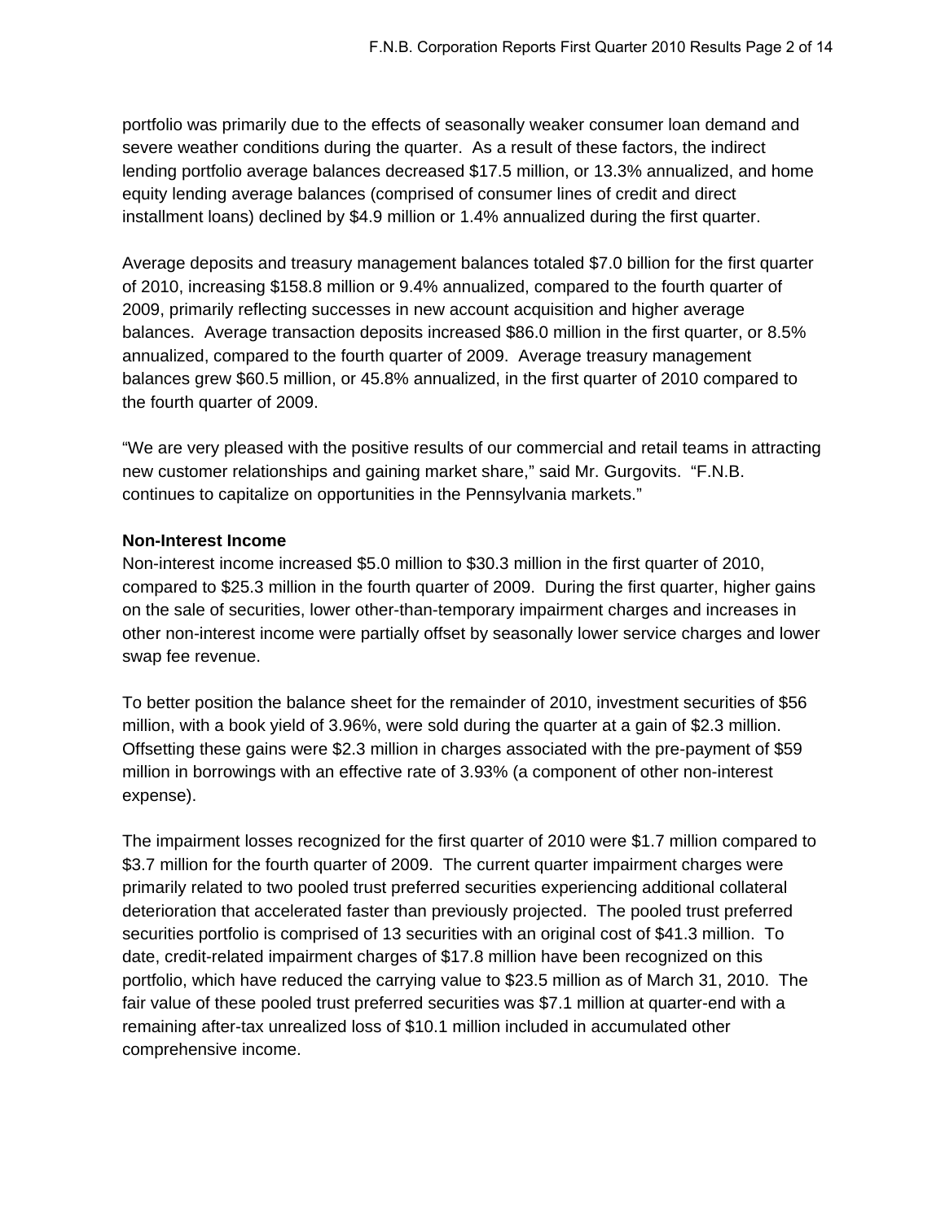portfolio was primarily due to the effects of seasonally weaker consumer loan demand and severe weather conditions during the quarter. As a result of these factors, the indirect lending portfolio average balances decreased $17.5 million, or 13.3% annualized, and home equity lending average balances (comprised of consumer lines of credit and direct installment loans) declined by $4.9 million or 1.4% annualized during the first quarter.

Average deposits and treasury management balances totaled $7.0 billion for the first quarter of 2010, increasing $158.8 million or 9.4% annualized, compared to the fourth quarter of 2009, primarily reflecting successes in new account acquisition and higher average balances. Average transaction deposits increased $86.0 million in the first quarter, or 8.5% annualized, compared to the fourth quarter of 2009. Average treasury management balances grew $60.5 million, or 45.8% annualized, in the first quarter of 2010 compared to the fourth quarter of 2009.

"We are very pleased with the positive results of our commercial and retail teams in attracting new customer relationships and gaining market share," said Mr. Gurgovits. "F.N.B. continues to capitalize on opportunities in the Pennsylvania markets."

**Non-Interest Income**

Non-interest income increased $5.0 million to $30.3 million in the first quarter of 2010, compared to $25.3 million in the fourth quarter of 2009. During the first quarter, higher gains on the sale of securities, lower other-than-temporary impairment charges and increases in other non-interest income were partially offset by seasonally lower service charges and lower swap fee revenue.

To better position the balance sheet for the remainder of 2010, investment securities of $56 million, with a book yield of 3.96%, were sold during the quarter at a gain of $2.3 million. Offsetting these gains were $2.3 million in charges associated with the pre-payment of $59 million in borrowings with an effective rate of 3.93% (a component of other non-interest expense).

The impairment losses recognized for the first quarter of 2010 were $1.7 million compared to $3.7 million for the fourth quarter of 2009. The current quarter impairment charges were primarily related to two pooled trust preferred securities experiencing additional collateral deterioration that accelerated faster than previously projected. The pooled trust preferred securities portfolio is comprised of 13 securities with an original cost of $41.3 million. To date, credit-related impairment charges of $17.8 million have been recognized on this portfolio, which have reduced the carrying value to $23.5 million as of March 31, 2010. The fair value of these pooled trust preferred securities was $7.1 million at quarter-end with a remaining after-tax unrealized loss of $10.1 million included in accumulated other comprehensive income.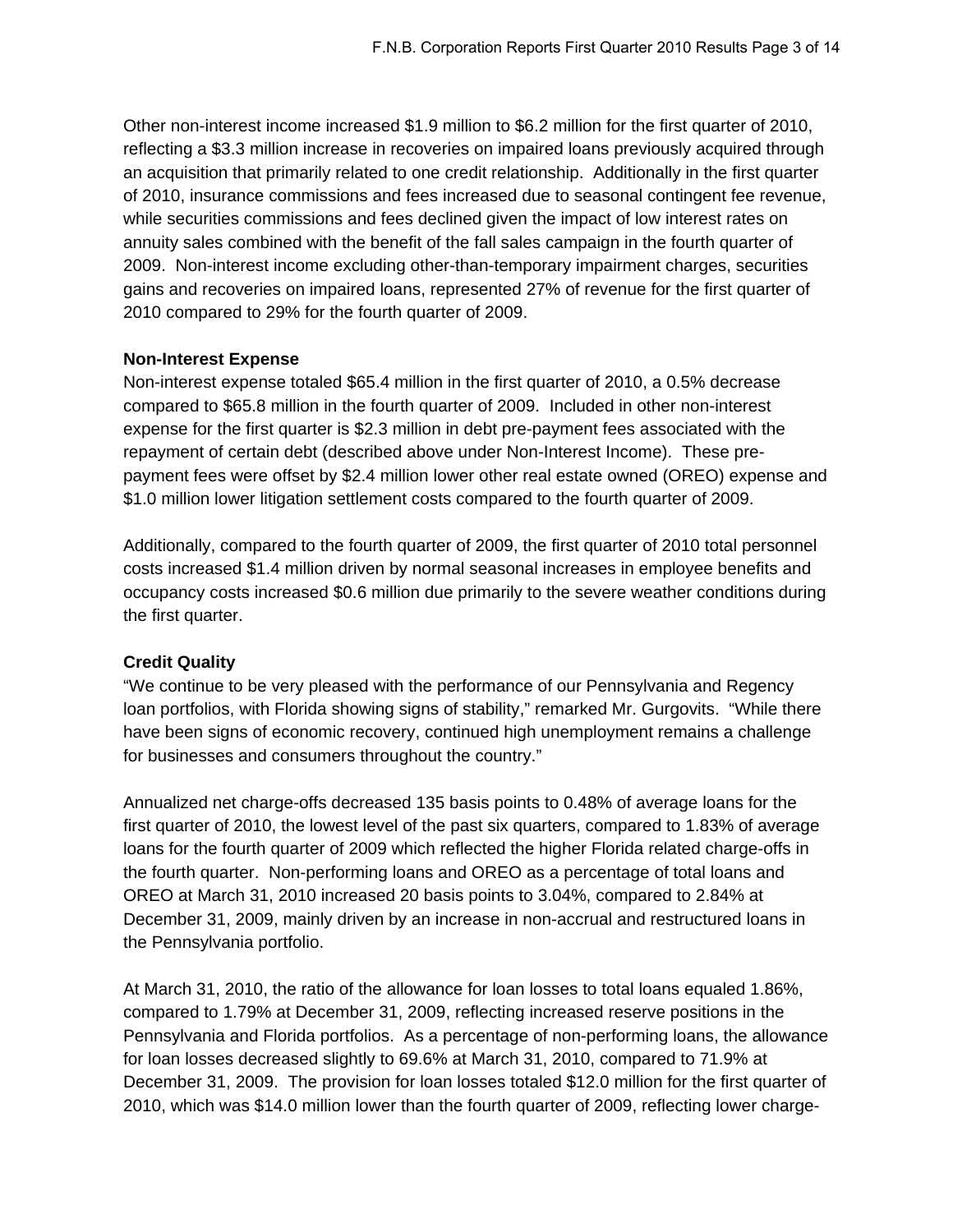Other non-interest income increased $1.9 million to $6.2 million for the first quarter of 2010, reflecting a $3.3 million increase in recoveries on impaired loans previously acquired through an acquisition that primarily related to one credit relationship. Additionally in the first quarter of 2010, insurance commissions and fees increased due to seasonal contingent fee revenue, while securities commissions and fees declined given the impact of low interest rates on annuity sales combined with the benefit of the fall sales campaign in the fourth quarter of 2009. Non-interest income excluding other-than-temporary impairment charges, securities gains and recoveries on impaired loans, represented 27% of revenue for the first quarter of 2010 compared to 29% for the fourth quarter of 2009.

**Non-Interest Expense**

Non-interest expense totaled $65.4 million in the first quarter of 2010, a 0.5% decrease compared to $65.8 million in the fourth quarter of 2009. Included in other non-interest expense for the first quarter is $2.3 million in debt pre-payment fees associated with the repayment of certain debt (described above under Non-Interest Income). These pre-payment fees were offset by $2.4 million lower other real estate owned (OREO) expense and $1.0 million lower litigation settlement costs compared to the fourth quarter of 2009.

Additionally, compared to the fourth quarter of 2009, the first quarter of 2010 total personnel costs increased $1.4 million driven by normal seasonal increases in employee benefits and occupancy costs increased $0.6 million due primarily to the severe weather conditions during the first quarter.

**Credit Quality**

"We continue to be very pleased with the performance of our Pennsylvania and Regency loan portfolios, with Florida showing signs of stability," remarked Mr. Gurgovits. "While there have been signs of economic recovery, continued high unemployment remains a challenge for businesses and consumers throughout the country."

Annualized net charge-offs decreased 135 basis points to 0.48% of average loans for the first quarter of 2010, the lowest level of the past six quarters, compared to 1.83% of average loans for the fourth quarter of 2009 which reflected the higher Florida related charge-offs in the fourth quarter. Non-performing loans and OREO as a percentage of total loans and OREO at March 31, 2010 increased 20 basis points to 3.04%, compared to 2.84% at December 31, 2009, mainly driven by an increase in non-accrual and restructured loans in the Pennsylvania portfolio.

At March 31, 2010, the ratio of the allowance for loan losses to total loans equaled 1.86%, compared to 1.79% at December 31, 2009, reflecting increased reserve positions in the Pennsylvania and Florida portfolios. As a percentage of non-performing loans, the allowance for loan losses decreased slightly to 69.6% at March 31, 2010, compared to 71.9% at December 31, 2009. The provision for loan losses totaled $12.0 million for the first quarter of 2010, which was $14.0 million lower than the fourth quarter of 2009, reflecting lower charge-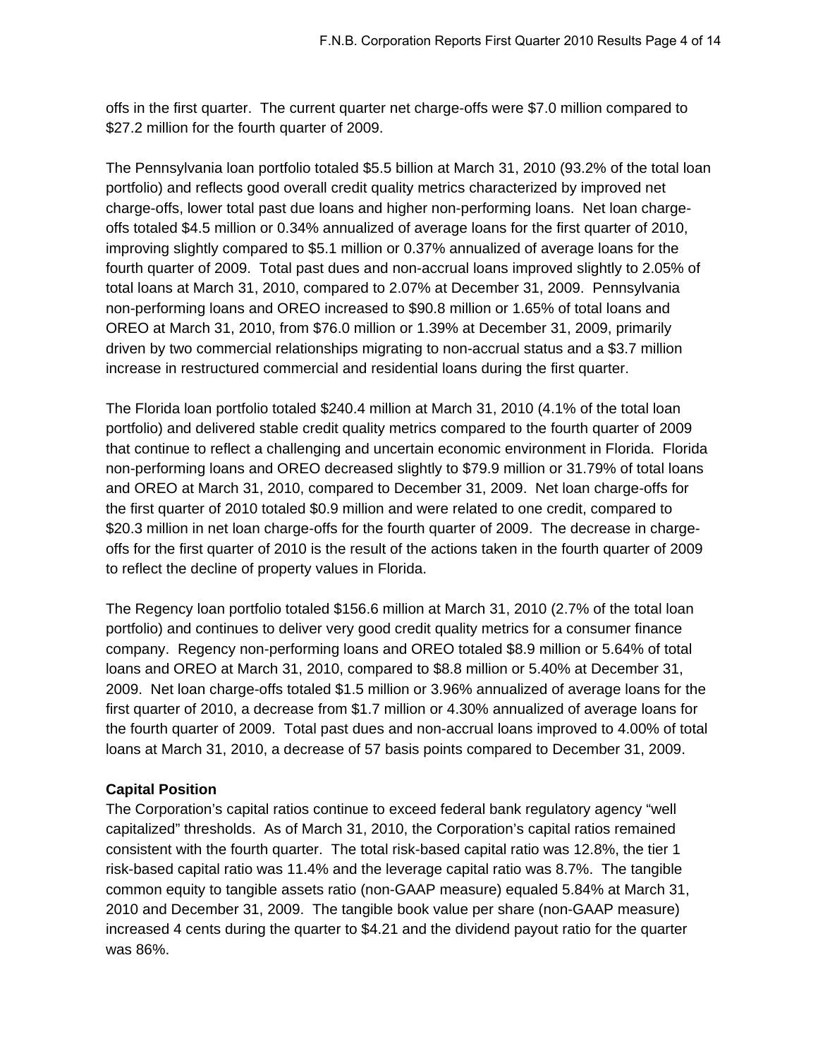offs in the first quarter. The current quarter net charge-offs were $7.0 million compared to $27.2 million for the fourth quarter of 2009.

The Pennsylvania loan portfolio totaled $5.5 billion at March 31, 2010 (93.2% of the total loan portfolio) and reflects good overall credit quality metrics characterized by improved net charge-offs, lower total past due loans and higher non-performing loans. Net loan charge-offs totaled $4.5 million or 0.34% annualized of average loans for the first quarter of 2010, improving slightly compared to $5.1 million or 0.37% annualized of average loans for the fourth quarter of 2009. Total past dues and non-accrual loans improved slightly to 2.05% of total loans at March 31, 2010, compared to 2.07% at December 31, 2009. Pennsylvania non-performing loans and OREO increased to $90.8 million or 1.65% of total loans and OREO at March 31, 2010, from $76.0 million or 1.39% at December 31, 2009, primarily driven by two commercial relationships migrating to non-accrual status and a $3.7 million increase in restructured commercial and residential loans during the first quarter.

The Florida loan portfolio totaled $240.4 million at March 31, 2010 (4.1% of the total loan portfolio) and delivered stable credit quality metrics compared to the fourth quarter of 2009 that continue to reflect a challenging and uncertain economic environment in Florida. Florida non-performing loans and OREO decreased slightly to $79.9 million or 31.79% of total loans and OREO at March 31, 2010, compared to December 31, 2009. Net loan charge-offs for the first quarter of 2010 totaled $0.9 million and were related to one credit, compared to $20.3 million in net loan charge-offs for the fourth quarter of 2009. The decrease in charge-offs for the first quarter of 2010 is the result of the actions taken in the fourth quarter of 2009 to reflect the decline of property values in Florida.

The Regency loan portfolio totaled $156.6 million at March 31, 2010 (2.7% of the total loan portfolio) and continues to deliver very good credit quality metrics for a consumer finance company. Regency non-performing loans and OREO totaled $8.9 million or 5.64% of total loans and OREO at March 31, 2010, compared to $8.8 million or 5.40% at December 31, 2009. Net loan charge-offs totaled $1.5 million or 3.96% annualized of average loans for the first quarter of 2010, a decrease from $1.7 million or 4.30% annualized of average loans for the fourth quarter of 2009. Total past dues and non-accrual loans improved to 4.00% of total loans at March 31, 2010, a decrease of 57 basis points compared to December 31, 2009.

**Capital Position**

The Corporation's capital ratios continue to exceed federal bank regulatory agency "well capitalized" thresholds. As of March 31, 2010, the Corporation's capital ratios remained consistent with the fourth quarter. The total risk-based capital ratio was 12.8%, the tier 1 risk-based capital ratio was 11.4% and the leverage capital ratio was 8.7%. The tangible common equity to tangible assets ratio (non-GAAP measure) equaled 5.84% at March 31, 2010 and December 31, 2009. The tangible book value per share (non-GAAP measure) increased 4 cents during the quarter to $4.21 and the dividend payout ratio for the quarter was 86%.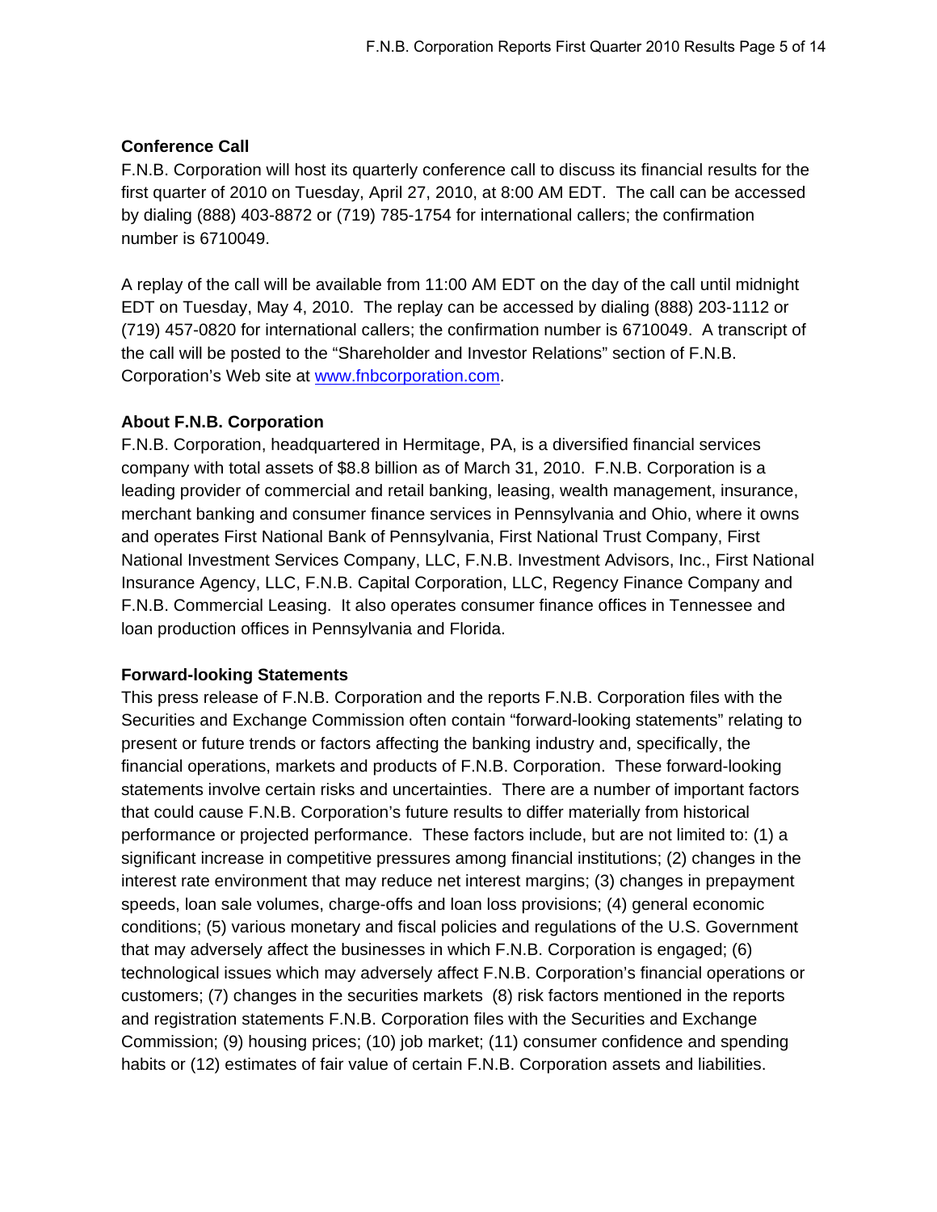**Conference Call**

F.N.B. Corporation will host its quarterly conference call to discuss its financial results for the first quarter of 2010 on Tuesday, April 27, 2010, at 8:00 AM EDT. The call can be accessed by dialing (888) 403-8872 or (719) 785-1754 for international callers; the confirmation number is 6710049.

A replay of the call will be available from 11:00 AM EDT on the day of the call until midnight EDT on Tuesday, May 4, 2010. The replay can be accessed by dialing (888) 203-1112 or (719) 457-0820 for international callers; the confirmation number is 6710049. A transcript of the call will be posted to the "Shareholder and Investor Relations" section of F.N.B. Corporation's Web site at www.fnbcorporation.com.

**About F.N.B. Corporation**

F.N.B. Corporation, headquartered in Hermitage, PA, is a diversified financial services company with total assets of $8.8 billion as of March 31, 2010. F.N.B. Corporation is a leading provider of commercial and retail banking, leasing, wealth management, insurance, merchant banking and consumer finance services in Pennsylvania and Ohio, where it owns and operates First National Bank of Pennsylvania, First National Trust Company, First National Investment Services Company, LLC, F.N.B. Investment Advisors, Inc., First National Insurance Agency, LLC, F.N.B. Capital Corporation, LLC, Regency Finance Company and F.N.B. Commercial Leasing. It also operates consumer finance offices in Tennessee and loan production offices in Pennsylvania and Florida.

**Forward-looking Statements**

This press release of F.N.B. Corporation and the reports F.N.B. Corporation files with the Securities and Exchange Commission often contain "forward-looking statements" relating to present or future trends or factors affecting the banking industry and, specifically, the financial operations, markets and products of F.N.B. Corporation. These forward-looking statements involve certain risks and uncertainties. There are a number of important factors that could cause F.N.B. Corporation's future results to differ materially from historical performance or projected performance. These factors include, but are not limited to: (1) a significant increase in competitive pressures among financial institutions; (2) changes in the interest rate environment that may reduce net interest margins; (3) changes in prepayment speeds, loan sale volumes, charge-offs and loan loss provisions; (4) general economic conditions; (5) various monetary and fiscal policies and regulations of the U.S. Government that may adversely affect the businesses in which F.N.B. Corporation is engaged; (6) technological issues which may adversely affect F.N.B. Corporation's financial operations or customers; (7) changes in the securities markets (8) risk factors mentioned in the reports and registration statements F.N.B. Corporation files with the Securities and Exchange Commission; (9) housing prices; (10) job market; (11) consumer confidence and spending habits or (12) estimates of fair value of certain F.N.B. Corporation assets and liabilities.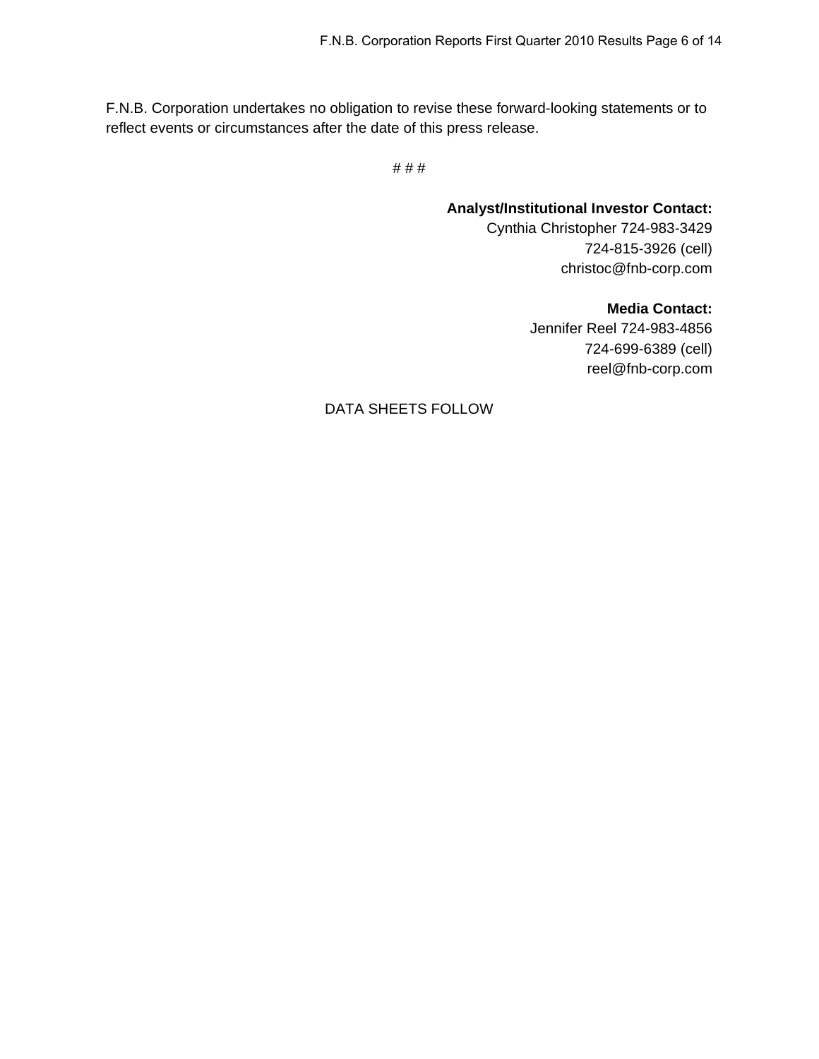F.N.B. Corporation undertakes no obligation to revise these forward-looking statements or to reflect events or circumstances after the date of this press release.

# # #

**Analyst/Institutional Investor Contact:**
Cynthia Christopher 724-983-3429
724-815-3926 (cell)
christoc@fnb-corp.com

**Media Contact:**
Jennifer Reel 724-983-4856
724-699-6389 (cell)
reel@fnb-corp.com

DATA SHEETS FOLLOW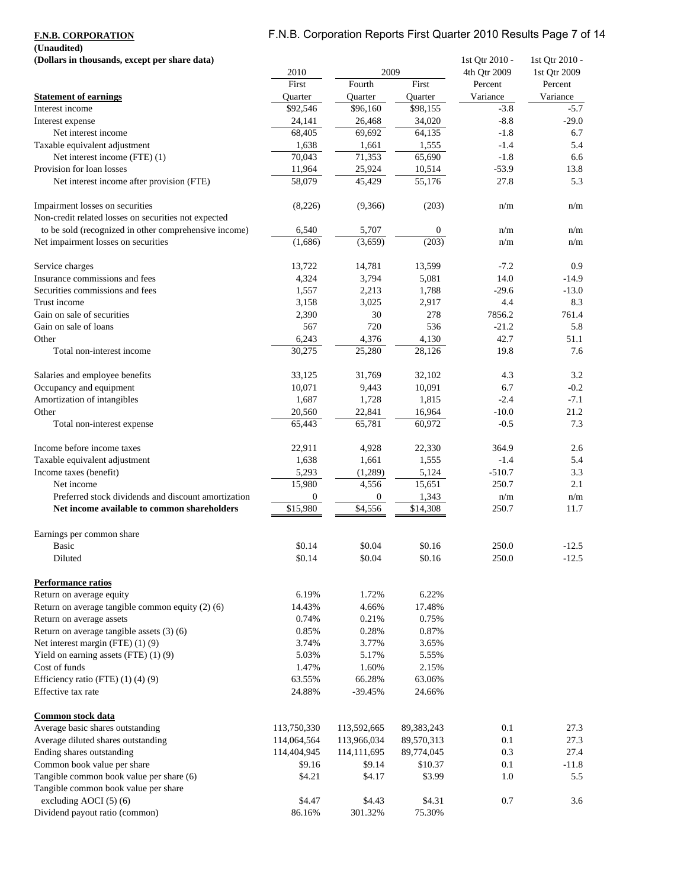**F.N.B. CORPORATION**

**(Unaudited)**

**(Dollars in thousands, except per share data)**

| | 2010 | 2009 | | 1st Qtr 2010 - 4th Qtr 2009 | 1st Qtr 2010 - 1st Qtr 2009 |
|---|---|---|---|---|---|
| **Statement of earnings** | First Quarter | Fourth Quarter | First Quarter | Percent Variance | Percent Variance |
| Interest income | $92,546 | $96,160 | $98,155 | -3.8 | -5.7 |
| Interest expense | 24,141 | 26,468 | 34,020 | -8.8 | -29.0 |
| Net interest income | 68,405 | 69,692 | 64,135 | -1.8 | 6.7 |
| Taxable equivalent adjustment | 1,638 | 1,661 | 1,555 | -1.4 | 5.4 |
| Net interest income (FTE) (1) | 70,043 | 71,353 | 65,690 | -1.8 | 6.6 |
| Provision for loan losses | 11,964 | 25,924 | 10,514 | -53.9 | 13.8 |
| Net interest income after provision (FTE) | 58,079 | 45,429 | 55,176 | 27.8 | 5.3 |
| | | | | | |
| Impairment losses on securities | (8,226) | (9,366) | (203) | n/m | n/m |
| Non-credit related losses on securities not expected to be sold (recognized in other comprehensive income) | 6,540 | 5,707 | 0 | n/m | n/m |
| Net impairment losses on securities | (1,686) | (3,659) | (203) | n/m | n/m |
| | | | | | |
| Service charges | 13,722 | 14,781 | 13,599 | -7.2 | 0.9 |
| Insurance commissions and fees | 4,324 | 3,794 | 5,081 | 14.0 | -14.9 |
| Securities commissions and fees | 1,557 | 2,213 | 1,788 | -29.6 | -13.0 |
| Trust income | 3,158 | 3,025 | 2,917 | 4.4 | 8.3 |
| Gain on sale of securities | 2,390 | 30 | 278 | 7856.2 | 761.4 |
| Gain on sale of loans | 567 | 720 | 536 | -21.2 | 5.8 |
| Other | 6,243 | 4,376 | 4,130 | 42.7 | 51.1 |
| Total non-interest income | 30,275 | 25,280 | 28,126 | 19.8 | 7.6 |
| | | | | | |
| Salaries and employee benefits | 33,125 | 31,769 | 32,102 | 4.3 | 3.2 |
| Occupancy and equipment | 10,071 | 9,443 | 10,091 | 6.7 | -0.2 |
| Amortization of intangibles | 1,687 | 1,728 | 1,815 | -2.4 | -7.1 |
| Other | 20,560 | 22,841 | 16,964 | -10.0 | 21.2 |
| Total non-interest expense | 65,443 | 65,781 | 60,972 | -0.5 | 7.3 |
| | | | | | |
| Income before income taxes | 22,911 | 4,928 | 22,330 | 364.9 | 2.6 |
| Taxable equivalent adjustment | 1,638 | 1,661 | 1,555 | -1.4 | 5.4 |
| Income taxes (benefit) | 5,293 | (1,289) | 5,124 | -510.7 | 3.3 |
| Net income | 15,980 | 4,556 | 15,651 | 250.7 | 2.1 |
| Preferred stock dividends and discount amortization | 0 | 0 | 1,343 | n/m | n/m |
| **Net income available to common shareholders** | $15,980 | $4,556 | $14,308 | 250.7 | 11.7 |
| | | | | | |
| Earnings per common share | | | | | |
| Basic | $0.14 | $0.04 | $0.16 | 250.0 | -12.5 |
| Diluted | $0.14 | $0.04 | $0.16 | 250.0 | -12.5 |
| | | | | | |
| **Performance ratios** | | | | | |
| Return on average equity | 6.19% | 1.72% | 6.22% | | |
| Return on average tangible common equity (2) (6) | 14.43% | 4.66% | 17.48% | | |
| Return on average assets | 0.74% | 0.21% | 0.75% | | |
| Return on average tangible assets (3) (6) | 0.85% | 0.28% | 0.87% | | |
| Net interest margin (FTE) (1) (9) | 3.74% | 3.77% | 3.65% | | |
| Yield on earning assets (FTE) (1) (9) | 5.03% | 5.17% | 5.55% | | |
| Cost of funds | 1.47% | 1.60% | 2.15% | | |
| Efficiency ratio (FTE) (1) (4) (9) | 63.55% | 66.28% | 63.06% | | |
| Effective tax rate | 24.88% | -39.45% | 24.66% | | |
| | | | | | |
| **Common stock data** | | | | | |
| Average basic shares outstanding | 113,750,330 | 113,592,665 | 89,383,243 | 0.1 | 27.3 |
| Average diluted shares outstanding | 114,064,564 | 113,966,034 | 89,570,313 | 0.1 | 27.3 |
| Ending shares outstanding | 114,404,945 | 114,111,695 | 89,774,045 | 0.3 | 27.4 |
| Common book value per share | $9.16 | $9.14 | $10.37 | 0.1 | -11.8 |
| Tangible common book value per share (6) | $4.21 | $4.17 | $3.99 | 1.0 | 5.5 |
| Tangible common book value per share excluding AOCI (5) (6) | $4.47 | $4.43 | $4.31 | 0.7 | 3.6 |
| Dividend payout ratio (common) | 86.16% | 301.32% | 75.30% | | |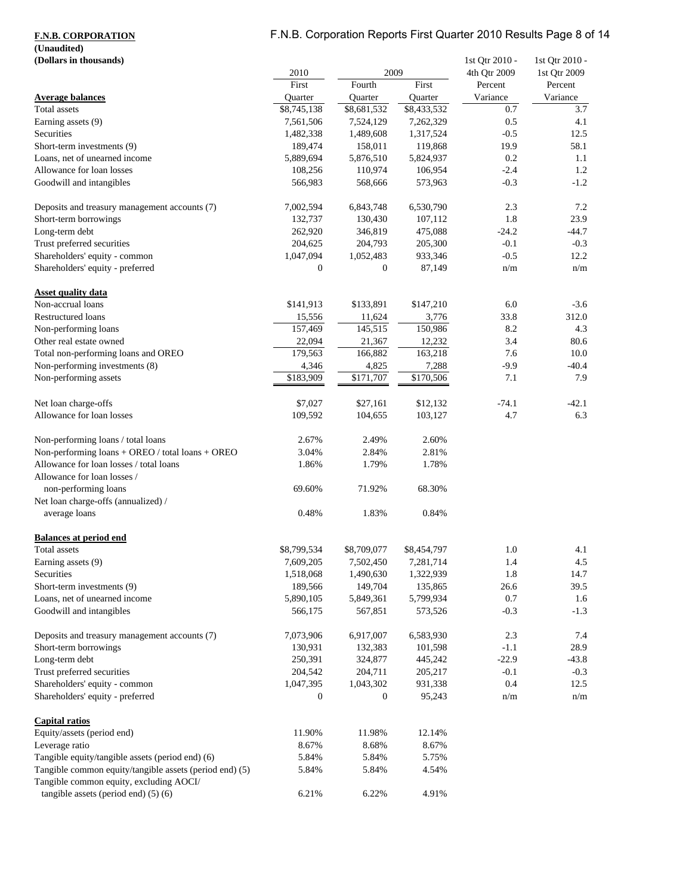**F.N.B. CORPORATION**
**(Unaudited)**
**(Dollars in thousands)**

| | 2010 | 2009 | | 1st Qtr 2010 - 4th Qtr 2009 | 1st Qtr 2010 - 1st Qtr 2009 |
|---|---|---|---|---|---|
| | First | Fourth | First | Percent | Percent |
| **Average balances** | Quarter | Quarter | Quarter | Variance | Variance |
| Total assets | $8,745,138 | $8,681,532 | $8,433,532 | 0.7 | 3.7 |
| Earning assets (9) | 7,561,506 | 7,524,129 | 7,262,329 | 0.5 | 4.1 |
| Securities | 1,482,338 | 1,489,608 | 1,317,524 | -0.5 | 12.5 |
| Short-term investments (9) | 189,474 | 158,011 | 119,868 | 19.9 | 58.1 |
| Loans, net of unearned income | 5,889,694 | 5,876,510 | 5,824,937 | 0.2 | 1.1 |
| Allowance for loan losses | 108,256 | 110,974 | 106,954 | -2.4 | 1.2 |
| Goodwill and intangibles | 566,983 | 568,666 | 573,963 | -0.3 | -1.2 |
| | | | | | |
| Deposits and treasury management accounts (7) | 7,002,594 | 6,843,748 | 6,530,790 | 2.3 | 7.2 |
| Short-term borrowings | 132,737 | 130,430 | 107,112 | 1.8 | 23.9 |
| Long-term debt | 262,920 | 346,819 | 475,088 | -24.2 | -44.7 |
| Trust preferred securities | 204,625 | 204,793 | 205,300 | -0.1 | -0.3 |
| Shareholders' equity - common | 1,047,094 | 1,052,483 | 933,346 | -0.5 | 12.2 |
| Shareholders' equity - preferred | 0 | 0 | 87,149 | n/m | n/m |
| | | | | | |
| **Asset quality data** | | | | | |
| Non-accrual loans | $141,913 | $133,891 | $147,210 | 6.0 | -3.6 |
| Restructured loans | 15,556 | 11,624 | 3,776 | 33.8 | 312.0 |
| Non-performing loans | 157,469 | 145,515 | 150,986 | 8.2 | 4.3 |
| Other real estate owned | 22,094 | 21,367 | 12,232 | 3.4 | 80.6 |
| Total non-performing loans and OREO | 179,563 | 166,882 | 163,218 | 7.6 | 10.0 |
| Non-performing investments (8) | 4,346 | 4,825 | 7,288 | -9.9 | -40.4 |
| Non-performing assets | $183,909 | $171,707 | $170,506 | 7.1 | 7.9 |
| | | | | | |
| Net loan charge-offs | $7,027 | $27,161 | $12,132 | -74.1 | -42.1 |
| Allowance for loan losses | 109,592 | 104,655 | 103,127 | 4.7 | 6.3 |
| | | | | | |
| Non-performing loans / total loans | 2.67% | 2.49% | 2.60% | | |
| Non-performing loans + OREO / total loans + OREO | 3.04% | 2.84% | 2.81% | | |
| Allowance for loan losses / total loans | 1.86% | 1.79% | 1.78% | | |
| Allowance for loan losses / non-performing loans | 69.60% | 71.92% | 68.30% | | |
| Net loan charge-offs (annualized) / average loans | 0.48% | 1.83% | 0.84% | | |
| | | | | | |
| **Balances at period end** | | | | | |
| Total assets | $8,799,534 | $8,709,077 | $8,454,797 | 1.0 | 4.1 |
| Earning assets (9) | 7,609,205 | 7,502,450 | 7,281,714 | 1.4 | 4.5 |
| Securities | 1,518,068 | 1,490,630 | 1,322,939 | 1.8 | 14.7 |
| Short-term investments (9) | 189,566 | 149,704 | 135,865 | 26.6 | 39.5 |
| Loans, net of unearned income | 5,890,105 | 5,849,361 | 5,799,934 | 0.7 | 1.6 |
| Goodwill and intangibles | 566,175 | 567,851 | 573,526 | -0.3 | -1.3 |
| | | | | | |
| Deposits and treasury management accounts (7) | 7,073,906 | 6,917,007 | 6,583,930 | 2.3 | 7.4 |
| Short-term borrowings | 130,931 | 132,383 | 101,598 | -1.1 | 28.9 |
| Long-term debt | 250,391 | 324,877 | 445,242 | -22.9 | -43.8 |
| Trust preferred securities | 204,542 | 204,711 | 205,217 | -0.1 | -0.3 |
| Shareholders' equity - common | 1,047,395 | 1,043,302 | 931,338 | 0.4 | 12.5 |
| Shareholders' equity - preferred | 0 | 0 | 95,243 | n/m | n/m |
| | | | | | |
| **Capital ratios** | | | | | |
| Equity/assets (period end) | 11.90% | 11.98% | 12.14% | | |
| Leverage ratio | 8.67% | 8.68% | 8.67% | | |
| Tangible equity/tangible assets (period end) (6) | 5.84% | 5.84% | 5.75% | | |
| Tangible common equity/tangible assets (period end) (5) | 5.84% | 5.84% | 4.54% | | |
| Tangible common equity, excluding AOCI/ tangible assets (period end) (5) (6) | 6.21% | 6.22% | 4.91% | | |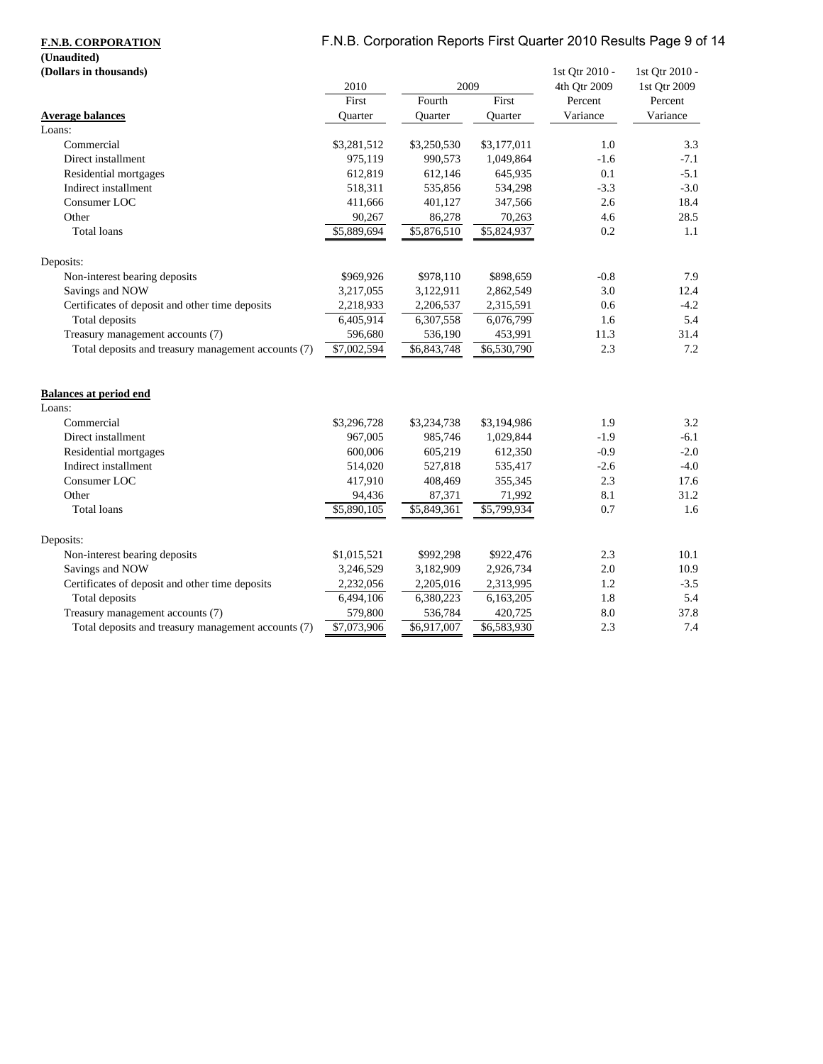**F.N.B. CORPORATION**
**(Unaudited)**
**(Dollars in thousands)**

| | 2010 | 2009 | | 1st Qtr 2010 - 4th Qtr 2009 | 1st Qtr 2010 - 1st Qtr 2009 |
|---|---|---|---|---|---|
| **Average balances** | First Quarter | Fourth Quarter | First Quarter | Percent Variance | Percent Variance |
| Loans: | | | | | |
| Commercial | $3,281,512 | $3,250,530 | $3,177,011 | 1.0 | 3.3 |
| Direct installment | 975,119 | 990,573 | 1,049,864 | -1.6 | -7.1 |
| Residential mortgages | 612,819 | 612,146 | 645,935 | 0.1 | -5.1 |
| Indirect installment | 518,311 | 535,856 | 534,298 | -3.3 | -3.0 |
| Consumer LOC | 411,666 | 401,127 | 347,566 | 2.6 | 18.4 |
| Other | 90,267 | 86,278 | 70,263 | 4.6 | 28.5 |
| Total loans | $5,889,694 | $5,876,510 | $5,824,937 | 0.2 | 1.1 |
| | | | | | |
| Deposits: | | | | | |
| Non-interest bearing deposits | $969,926 | $978,110 | $898,659 | -0.8 | 7.9 |
| Savings and NOW | 3,217,055 | 3,122,911 | 2,862,549 | 3.0 | 12.4 |
| Certificates of deposit and other time deposits | 2,218,933 | 2,206,537 | 2,315,591 | 0.6 | -4.2 |
| Total deposits | 6,405,914 | 6,307,558 | 6,076,799 | 1.6 | 5.4 |
| Treasury management accounts (7) | 596,680 | 536,190 | 453,991 | 11.3 | 31.4 |
| Total deposits and treasury management accounts (7) | $7,002,594 | $6,843,748 | $6,530,790 | 2.3 | 7.2 |
| | | | | | |
| **Balances at period end** | | | | | |
| Loans: | | | | | |
| Commercial | $3,296,728 | $3,234,738 | $3,194,986 | 1.9 | 3.2 |
| Direct installment | 967,005 | 985,746 | 1,029,844 | -1.9 | -6.1 |
| Residential mortgages | 600,006 | 605,219 | 612,350 | -0.9 | -2.0 |
| Indirect installment | 514,020 | 527,818 | 535,417 | -2.6 | -4.0 |
| Consumer LOC | 417,910 | 408,469 | 355,345 | 2.3 | 17.6 |
| Other | 94,436 | 87,371 | 71,992 | 8.1 | 31.2 |
| Total loans | $5,890,105 | $5,849,361 | $5,799,934 | 0.7 | 1.6 |
| | | | | | |
| Deposits: | | | | | |
| Non-interest bearing deposits | $1,015,521 | $992,298 | $922,476 | 2.3 | 10.1 |
| Savings and NOW | 3,246,529 | 3,182,909 | 2,926,734 | 2.0 | 10.9 |
| Certificates of deposit and other time deposits | 2,232,056 | 2,205,016 | 2,313,995 | 1.2 | -3.5 |
| Total deposits | 6,494,106 | 6,380,223 | 6,163,205 | 1.8 | 5.4 |
| Treasury management accounts (7) | 579,800 | 536,784 | 420,725 | 8.0 | 37.8 |
| Total deposits and treasury management accounts (7) | $7,073,906 | $6,917,007 | $6,583,930 | 2.3 | 7.4 |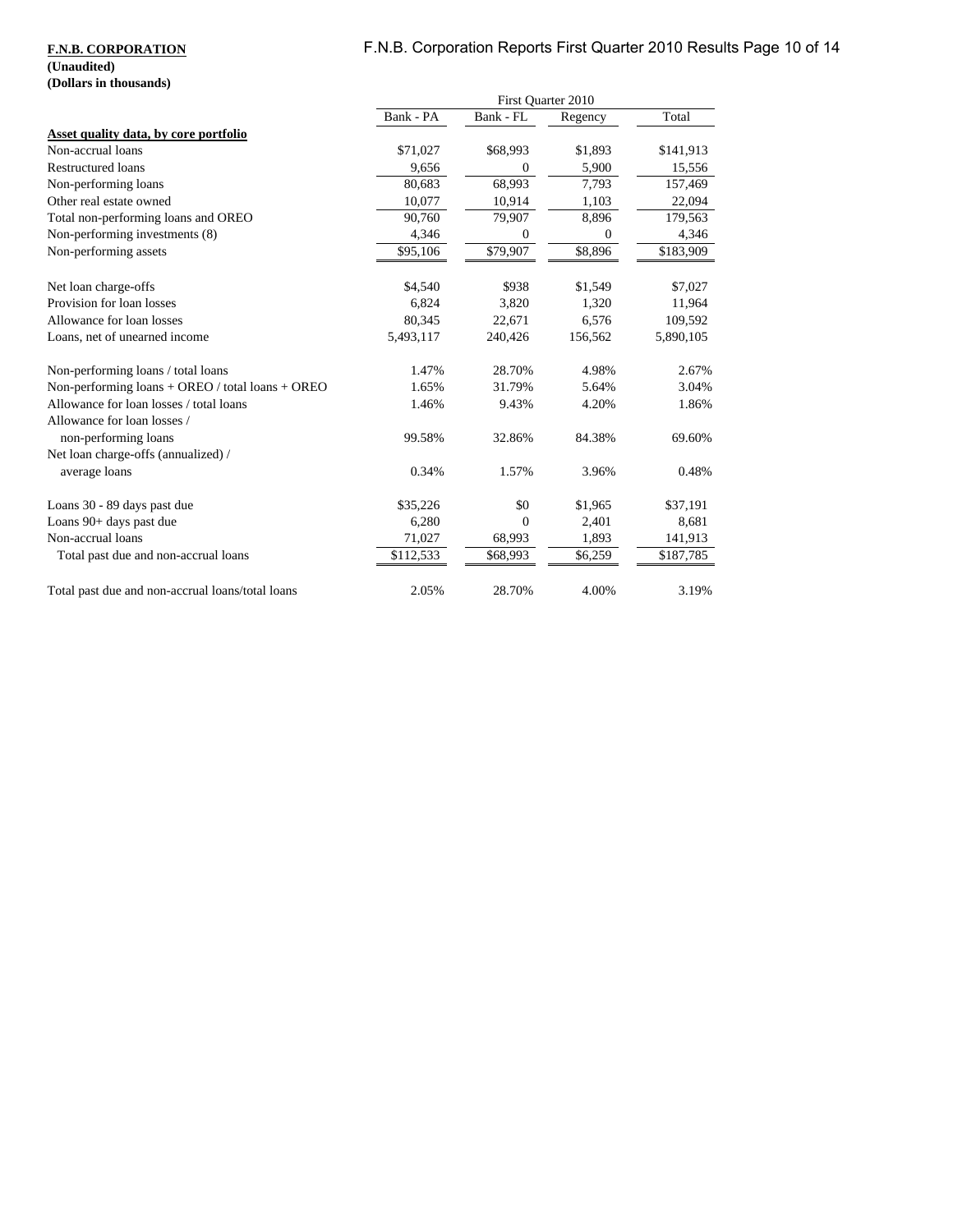**F.N.B. CORPORATION**
**(Unaudited)**
**(Dollars in thousands)**

| | First Quarter 2010 | | | |
|---|---|---|---|---|
| | Bank - PA | Bank - FL | Regency | Total |
| **Asset quality data, by core portfolio** | | | | |
| Non-accrual loans | $71,027 | $68,993 | $1,893 | $141,913 |
| Restructured loans | 9,656 | 0 | 5,900 | 15,556 |
| Non-performing loans | 80,683 | 68,993 | 7,793 | 157,469 |
| Other real estate owned | 10,077 | 10,914 | 1,103 | 22,094 |
| Total non-performing loans and OREO | 90,760 | 79,907 | 8,896 | 179,563 |
| Non-performing investments (8) | 4,346 | 0 | 0 | 4,346 |
| Non-performing assets | $95,106 | $79,907 | $8,896 | $183,909 |
| | | | | |
| Net loan charge-offs | $4,540 | $938 | $1,549 | $7,027 |
| Provision for loan losses | 6,824 | 3,820 | 1,320 | 11,964 |
| Allowance for loan losses | 80,345 | 22,671 | 6,576 | 109,592 |
| Loans, net of unearned income | 5,493,117 | 240,426 | 156,562 | 5,890,105 |
| | | | | |
| Non-performing loans / total loans | 1.47% | 28.70% | 4.98% | 2.67% |
| Non-performing loans + OREO / total loans + OREO | 1.65% | 31.79% | 5.64% | 3.04% |
| Allowance for loan losses / total loans | 1.46% | 9.43% | 4.20% | 1.86% |
| Allowance for loan losses / non-performing loans | 99.58% | 32.86% | 84.38% | 69.60% |
| Net loan charge-offs (annualized) / average loans | 0.34% | 1.57% | 3.96% | 0.48% |
| | | | | |
| Loans 30 - 89 days past due | $35,226 | $0 | $1,965 | $37,191 |
| Loans 90+ days past due | 6,280 | 0 | 2,401 | 8,681 |
| Non-accrual loans | 71,027 | 68,993 | 1,893 | 141,913 |
| Total past due and non-accrual loans | $112,533 | $68,993 | $6,259 | $187,785 |
| | | | | |
| Total past due and non-accrual loans/total loans | 2.05% | 28.70% | 4.00% | 3.19% |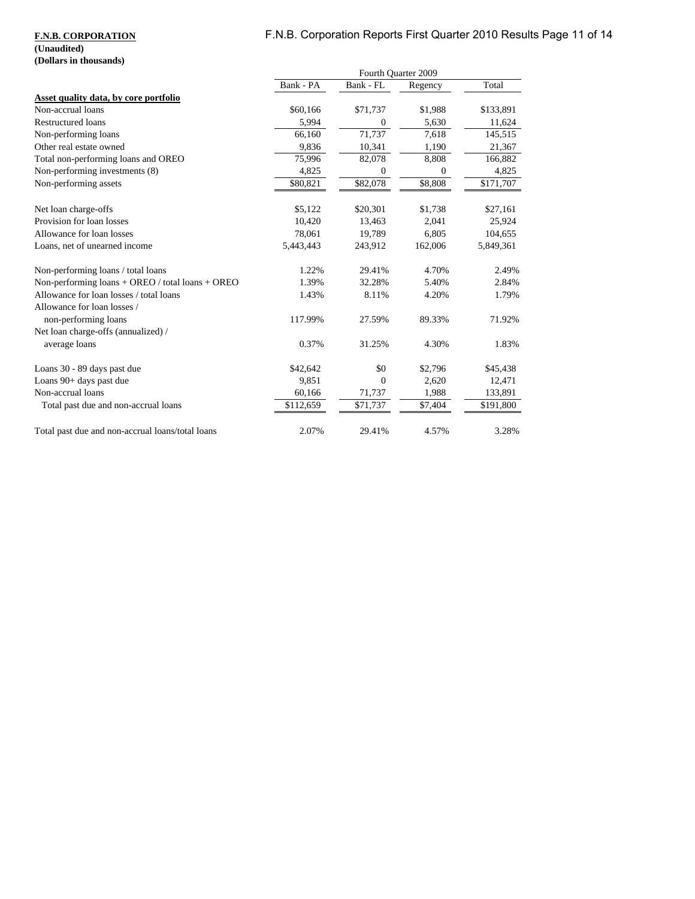**F.N.B. CORPORATION**
**(Unaudited)**
**(Dollars in thousands)**

| | Fourth Quarter 2009 | | | |
|---|---|---|---|---|
| | Bank - PA | Bank - FL | Regency | Total |
| **Asset quality data, by core portfolio** | | | | |
| Non-accrual loans | $60,166 | $71,737 | $1,988 | $133,891 |
| Restructured loans | 5,994 | 0 | 5,630 | 11,624 |
| Non-performing loans | 66,160 | 71,737 | 7,618 | 145,515 |
| Other real estate owned | 9,836 | 10,341 | 1,190 | 21,367 |
| Total non-performing loans and OREO | 75,996 | 82,078 | 8,808 | 166,882 |
| Non-performing investments (8) | 4,825 | 0 | 0 | 4,825 |
| Non-performing assets | $80,821 | $82,078 | $8,808 | $171,707 |
| | | | | |
| Net loan charge-offs | $5,122 | $20,301 | $1,738 | $27,161 |
| Provision for loan losses | 10,420 | 13,463 | 2,041 | 25,924 |
| Allowance for loan losses | 78,061 | 19,789 | 6,805 | 104,655 |
| Loans, net of unearned income | 5,443,443 | 243,912 | 162,006 | 5,849,361 |
| | | | | |
| Non-performing loans / total loans | 1.22% | 29.41% | 4.70% | 2.49% |
| Non-performing loans + OREO / total loans + OREO | 1.39% | 32.28% | 5.40% | 2.84% |
| Allowance for loan losses / total loans | 1.43% | 8.11% | 4.20% | 1.79% |
| Allowance for loan losses / non-performing loans | 117.99% | 27.59% | 89.33% | 71.92% |
| Net loan charge-offs (annualized) / average loans | 0.37% | 31.25% | 4.30% | 1.83% |
| | | | | |
| Loans 30 - 89 days past due | $42,642 | $0 | $2,796 | $45,438 |
| Loans 90+ days past due | 9,851 | 0 | 2,620 | 12,471 |
| Non-accrual loans | 60,166 | 71,737 | 1,988 | 133,891 |
| Total past due and non-accrual loans | $112,659 | $71,737 | $7,404 | $191,800 |
| | | | | |
| Total past due and non-accrual loans/total loans | 2.07% | 29.41% | 4.57% | 3.28% |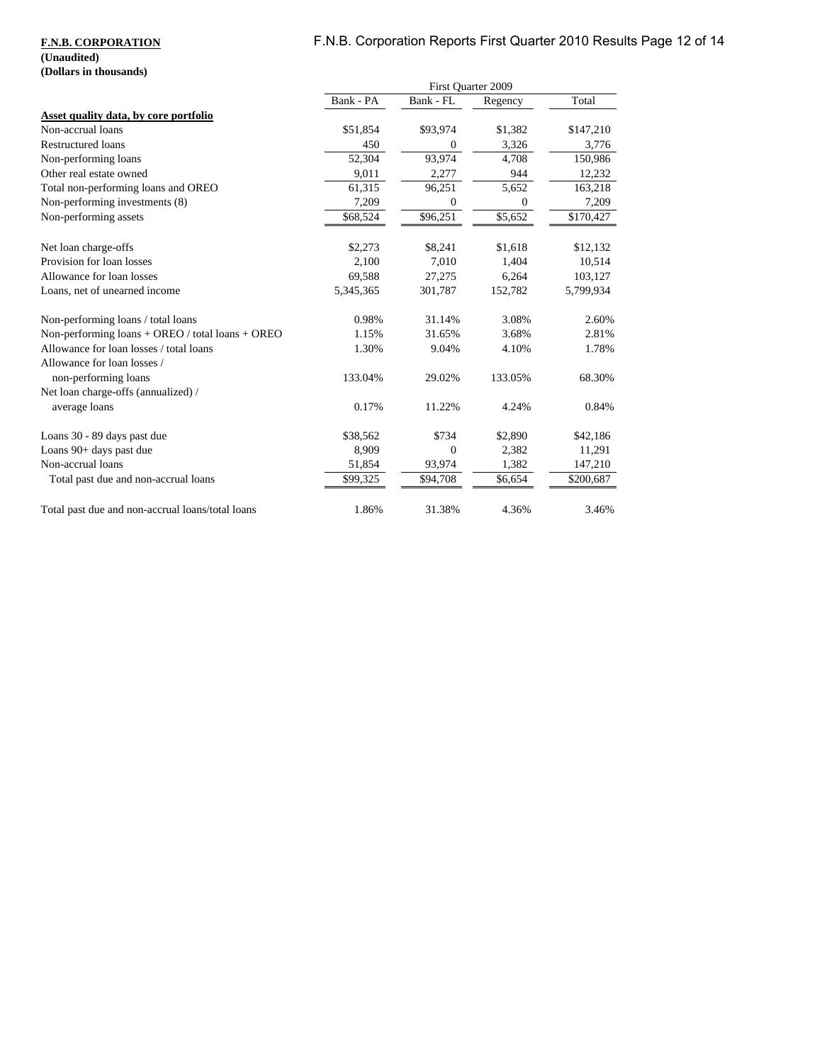**F.N.B. CORPORATION**
**(Unaudited)**
**(Dollars in thousands)**

| | First Quarter 2009 | | | |
|---|---|---|---|---|
| | Bank - PA | Bank - FL | Regency | Total |
| **Asset quality data, by core portfolio** | | | | |
| Non-accrual loans | $51,854 | $93,974 | $1,382 | $147,210 |
| Restructured loans | 450 | 0 | 3,326 | 3,776 |
| Non-performing loans | 52,304 | 93,974 | 4,708 | 150,986 |
| Other real estate owned | 9,011 | 2,277 | 944 | 12,232 |
| Total non-performing loans and OREO | 61,315 | 96,251 | 5,652 | 163,218 |
| Non-performing investments (8) | 7,209 | 0 | 0 | 7,209 |
| Non-performing assets | $68,524 | $96,251 | $5,652 | $170,427 |
| | | | | |
| Net loan charge-offs | $2,273 | $8,241 | $1,618 | $12,132 |
| Provision for loan losses | 2,100 | 7,010 | 1,404 | 10,514 |
| Allowance for loan losses | 69,588 | 27,275 | 6,264 | 103,127 |
| Loans, net of unearned income | 5,345,365 | 301,787 | 152,782 | 5,799,934 |
| | | | | |
| Non-performing loans / total loans | 0.98% | 31.14% | 3.08% | 2.60% |
| Non-performing loans + OREO / total loans + OREO | 1.15% | 31.65% | 3.68% | 2.81% |
| Allowance for loan losses / total loans | 1.30% | 9.04% | 4.10% | 1.78% |
| Allowance for loan losses / non-performing loans | 133.04% | 29.02% | 133.05% | 68.30% |
| Net loan charge-offs (annualized) / average loans | 0.17% | 11.22% | 4.24% | 0.84% |
| | | | | |
| Loans 30 - 89 days past due | $38,562 | $734 | $2,890 | $42,186 |
| Loans 90+ days past due | 8,909 | 0 | 2,382 | 11,291 |
| Non-accrual loans | 51,854 | 93,974 | 1,382 | 147,210 |
| Total past due and non-accrual loans | $99,325 | $94,708 | $6,654 | $200,687 |
| | | | | |
| Total past due and non-accrual loans/total loans | 1.86% | 31.38% | 4.36% | 3.46% |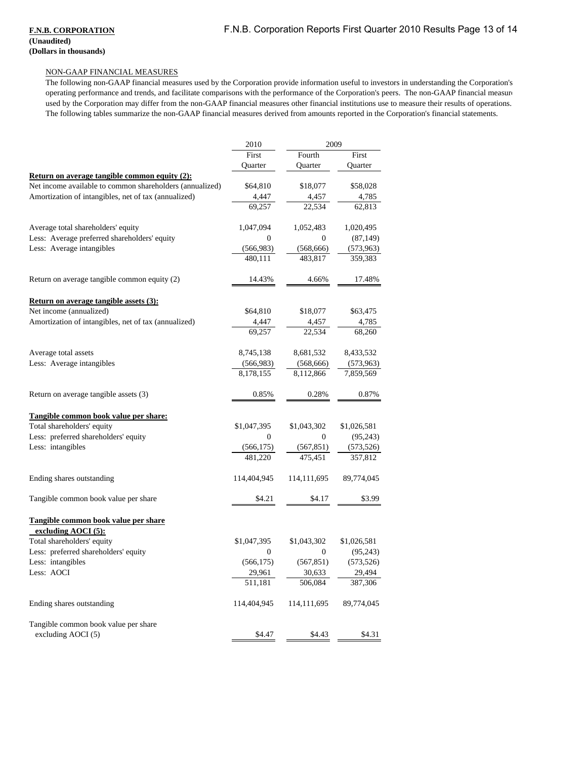**F.N.B. CORPORATION**
**(Unaudited)**
**(Dollars in thousands)**

NON-GAAP FINANCIAL MEASURES

The following non-GAAP financial measures used by the Corporation provide information useful to investors in understanding the Corporation's operating performance and trends, and facilitate comparisons with the performance of the Corporation's peers. The non-GAAP financial measures used by the Corporation may differ from the non-GAAP financial measures other financial institutions use to measure their results of operations. The following tables summarize the non-GAAP financial measures derived from amounts reported in the Corporation's financial statements.

| | 2010 | 2009 | |
|---|---|---|---|
| | First Quarter | Fourth Quarter | First Quarter |
| **Return on average tangible common equity (2):** | | | |
| Net income available to common shareholders (annualized) | $64,810 | $18,077 | $58,028 |
| Amortization of intangibles, net of tax (annualized) | 4,447 | 4,457 | 4,785 |
| | 69,257 | 22,534 | 62,813 |
| Average total shareholders' equity | 1,047,094 | 1,052,483 | 1,020,495 |
| Less: Average preferred shareholders' equity | 0 | 0 | (87,149) |
| Less: Average intangibles | (566,983) | (568,666) | (573,963) |
| | 480,111 | 483,817 | 359,383 |
| Return on average tangible common equity (2) | 14.43% | 4.66% | 17.48% |
| **Return on average tangible assets (3):** | | | |
| Net income (annualized) | $64,810 | $18,077 | $63,475 |
| Amortization of intangibles, net of tax (annualized) | 4,447 | 4,457 | 4,785 |
| | 69,257 | 22,534 | 68,260 |
| Average total assets | 8,745,138 | 8,681,532 | 8,433,532 |
| Less: Average intangibles | (566,983) | (568,666) | (573,963) |
| | 8,178,155 | 8,112,866 | 7,859,569 |
| Return on average tangible assets (3) | 0.85% | 0.28% | 0.87% |
| **Tangible common book value per share:** | | | |
| Total shareholders' equity | $1,047,395 | $1,043,302 | $1,026,581 |
| Less: preferred shareholders' equity | 0 | 0 | (95,243) |
| Less: intangibles | (566,175) | (567,851) | (573,526) |
| | 481,220 | 475,451 | 357,812 |
| Ending shares outstanding | 114,404,945 | 114,111,695 | 89,774,045 |
| Tangible common book value per share | $4.21 | $4.17 | $3.99 |
| **Tangible common book value per share excluding AOCI (5):** | | | |
| Total shareholders' equity | $1,047,395 | $1,043,302 | $1,026,581 |
| Less: preferred shareholders' equity | 0 | 0 | (95,243) |
| Less: intangibles | (566,175) | (567,851) | (573,526) |
| Less: AOCI | 29,961 | 30,633 | 29,494 |
| | 511,181 | 506,084 | 387,306 |
| Ending shares outstanding | 114,404,945 | 114,111,695 | 89,774,045 |
| Tangible common book value per share excluding AOCI (5) | $4.47 | $4.43 | $4.31 |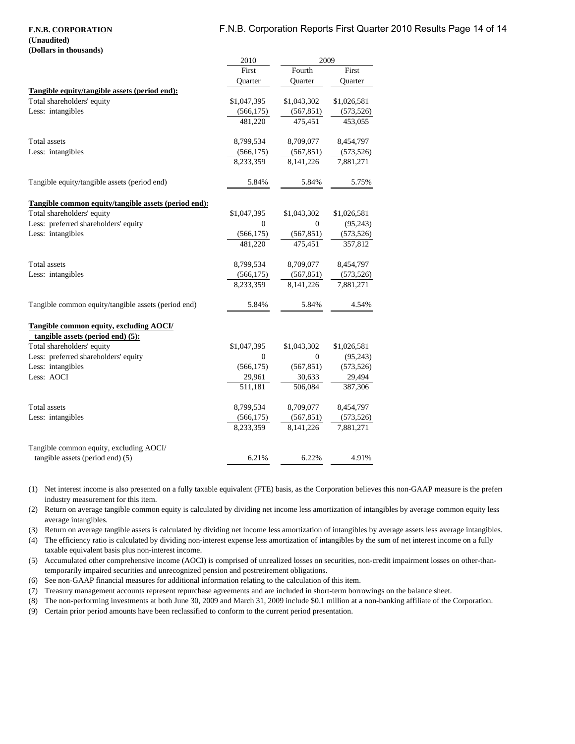**F.N.B. CORPORATION**
**(Unaudited)**
**(Dollars in thousands)**

| | 2010 | 2009 | |
|---|---|---|---|
| | First Quarter | Fourth Quarter | First Quarter |
| **Tangible equity/tangible assets (period end):** | | | |
| Total shareholders' equity | $1,047,395 | $1,043,302 | $1,026,581 |
| Less: intangibles | (566,175) | (567,851) | (573,526) |
| | 481,220 | 475,451 | 453,055 |
| Total assets | 8,799,534 | 8,709,077 | 8,454,797 |
| Less: intangibles | (566,175) | (567,851) | (573,526) |
| | 8,233,359 | 8,141,226 | 7,881,271 |
| Tangible equity/tangible assets (period end) | 5.84% | 5.84% | 5.75% |
| **Tangible common equity/tangible assets (period end):** | | | |
| Total shareholders' equity | $1,047,395 | $1,043,302 | $1,026,581 |
| Less: preferred shareholders' equity | 0 | 0 | (95,243) |
| Less: intangibles | (566,175) | (567,851) | (573,526) |
| | 481,220 | 475,451 | 357,812 |
| Total assets | 8,799,534 | 8,709,077 | 8,454,797 |
| Less: intangibles | (566,175) | (567,851) | (573,526) |
| | 8,233,359 | 8,141,226 | 7,881,271 |
| Tangible common equity/tangible assets (period end) | 5.84% | 5.84% | 4.54% |
| **Tangible common equity, excluding AOCI/ tangible assets (period end) (5):** | | | |
| Total shareholders' equity | $1,047,395 | $1,043,302 | $1,026,581 |
| Less: preferred shareholders' equity | 0 | 0 | (95,243) |
| Less: intangibles | (566,175) | (567,851) | (573,526) |
| Less: AOCI | 29,961 | 30,633 | 29,494 |
| | 511,181 | 506,084 | 387,306 |
| Total assets | 8,799,534 | 8,709,077 | 8,454,797 |
| Less: intangibles | (566,175) | (567,851) | (573,526) |
| | 8,233,359 | 8,141,226 | 7,881,271 |
| Tangible common equity, excluding AOCI/ tangible assets (period end) (5) | 6.21% | 6.22% | 4.91% |

(1) Net interest income is also presented on a fully taxable equivalent (FTE) basis, as the Corporation believes this non-GAAP measure is the preferr industry measurement for this item.

(2) Return on average tangible common equity is calculated by dividing net income less amortization of intangibles by average common equity less average intangibles.

(3) Return on average tangible assets is calculated by dividing net income less amortization of intangibles by average assets less average intangibles.

(4) The efficiency ratio is calculated by dividing non-interest expense less amortization of intangibles by the sum of net interest income on a fully taxable equivalent basis plus non-interest income.

(5) Accumulated other comprehensive income (AOCI) is comprised of unrealized losses on securities, non-credit impairment losses on other-than-temporarily impaired securities and unrecognized pension and postretirement obligations.

(6) See non-GAAP financial measures for additional information relating to the calculation of this item.

(7) Treasury management accounts represent repurchase agreements and are included in short-term borrowings on the balance sheet.

(8) The non-performing investments at both June 30, 2009 and March 31, 2009 include $0.1 million at a non-banking affiliate of the Corporation.

(9) Certain prior period amounts have been reclassified to conform to the current period presentation.